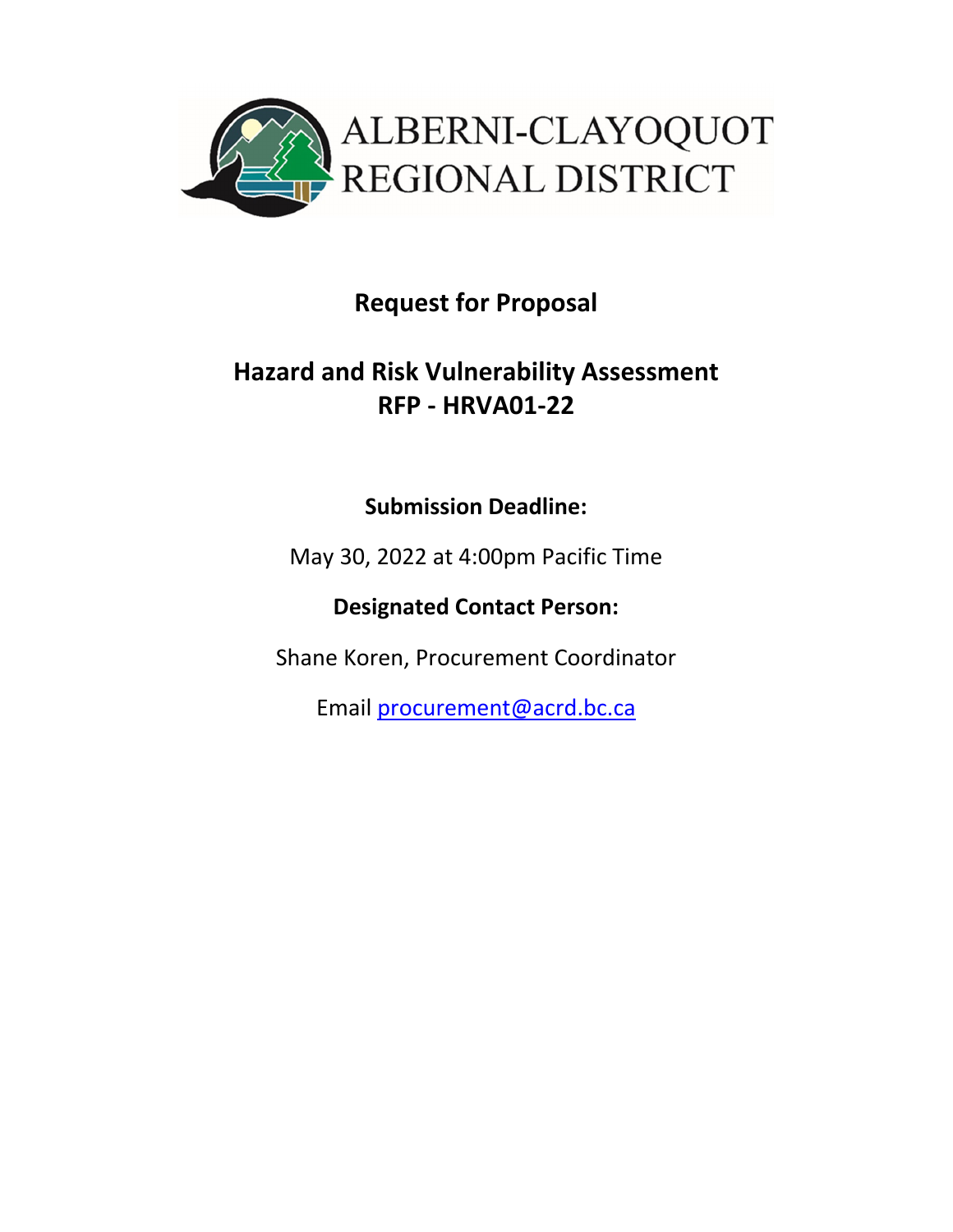ALBERNI-CLAYOQUOT REGIONAL DISTRICT

# Request for Proposal

## Hazard and Risk Vulnerability Assessment
## RFP - HRVA01-22

**Submission Deadline:**

May 30, 2022 at 4:00pm Pacific Time

**Designated Contact Person:**

Shane Koren, Procurement Coordinator

Email procurement@acrd.bc.ca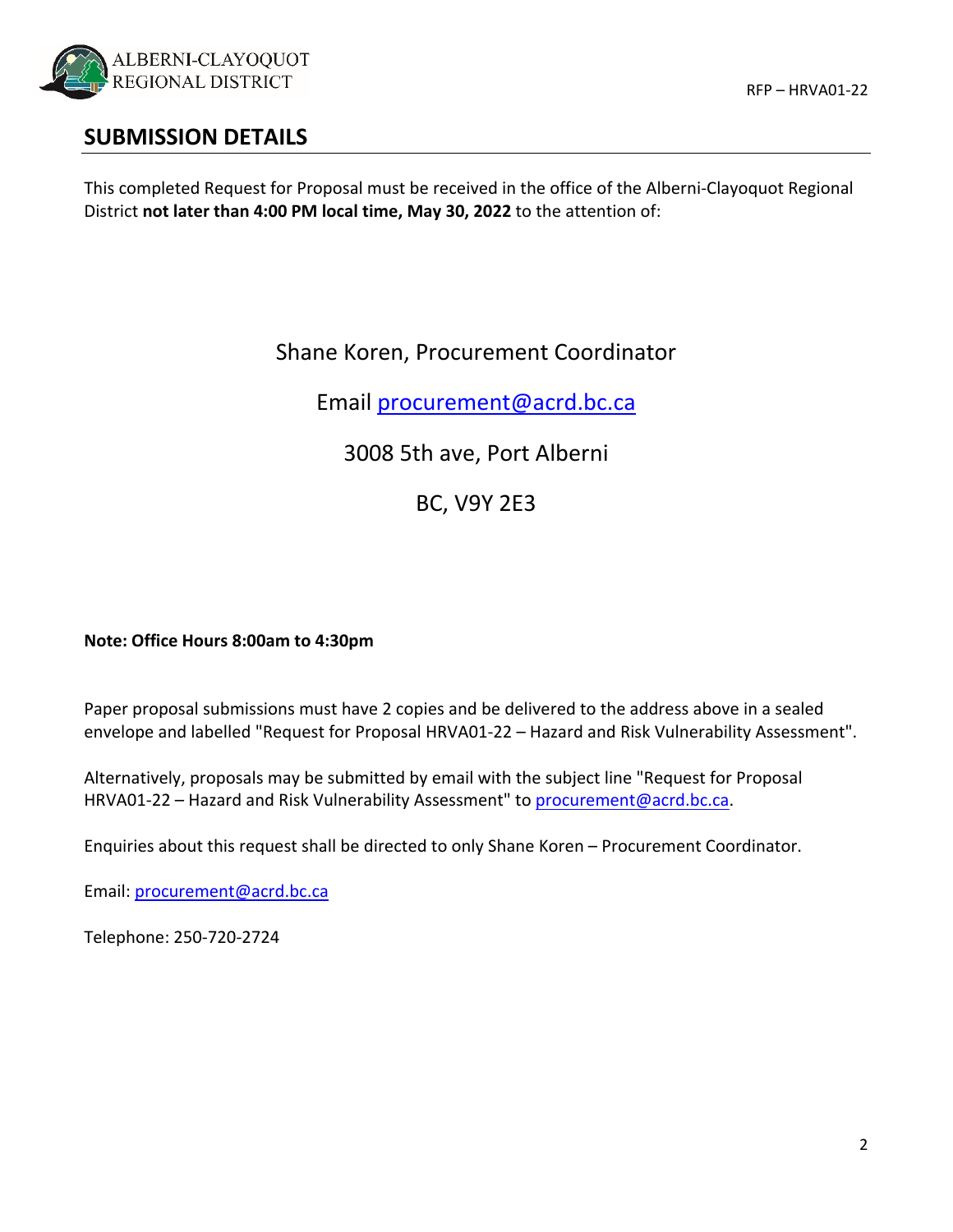## SUBMISSION DETAILS

This completed Request for Proposal must be received in the office of the Alberni-Clayoquot Regional District **not later than 4:00 PM local time, May 30, 2022** to the attention of:

Shane Koren, Procurement Coordinator

Email procurement@acrd.bc.ca

3008 5th ave, Port Alberni

BC, V9Y 2E3

**Note: Office Hours 8:00am to 4:30pm**

Paper proposal submissions must have 2 copies and be delivered to the address above in a sealed envelope and labelled "Request for Proposal HRVA01-22 – Hazard and Risk Vulnerability Assessment".

Alternatively, proposals may be submitted by email with the subject line "Request for Proposal HRVA01-22 – Hazard and Risk Vulnerability Assessment" to procurement@acrd.bc.ca.

Enquiries about this request shall be directed to only Shane Koren – Procurement Coordinator.

Email: procurement@acrd.bc.ca

Telephone: 250-720-2724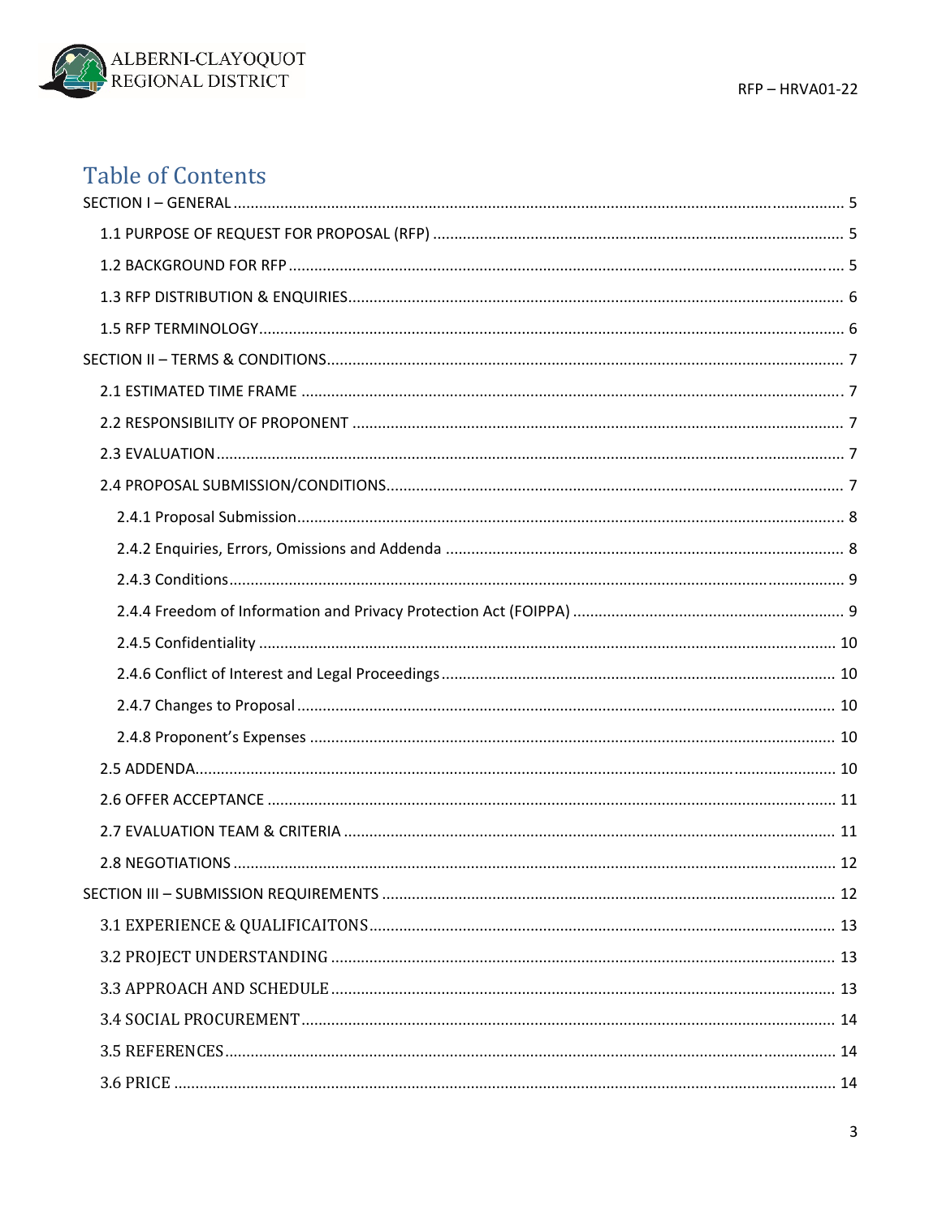# Table of Contents

SECTION I – GENERAL ..... 5

- 1.1 PURPOSE OF REQUEST FOR PROPOSAL (RFP) ..... 5
- 1.2 BACKGROUND FOR RFP ..... 5
- 1.3 RFP DISTRIBUTION & ENQUIRIES ..... 6
- 1.5 RFP TERMINOLOGY ..... 6

SECTION II – TERMS & CONDITIONS ..... 7

- 2.1 ESTIMATED TIME FRAME ..... 7
- 2.2 RESPONSIBILITY OF PROPONENT ..... 7
- 2.3 EVALUATION ..... 7
- 2.4 PROPOSAL SUBMISSION/CONDITIONS ..... 7
  - 2.4.1 Proposal Submission ..... 8
  - 2.4.2 Enquiries, Errors, Omissions and Addenda ..... 8
  - 2.4.3 Conditions ..... 9
  - 2.4.4 Freedom of Information and Privacy Protection Act (FOIPPA) ..... 9
  - 2.4.5 Confidentiality ..... 10
  - 2.4.6 Conflict of Interest and Legal Proceedings ..... 10
  - 2.4.7 Changes to Proposal ..... 10
  - 2.4.8 Proponent's Expenses ..... 10
- 2.5 ADDENDA ..... 10
- 2.6 OFFER ACCEPTANCE ..... 11
- 2.7 EVALUATION TEAM & CRITERIA ..... 11
- 2.8 NEGOTIATIONS ..... 12

SECTION III – SUBMISSION REQUIREMENTS ..... 12

- 3.1 EXPERIENCE & QUALIFICAITONS ..... 13
- 3.2 PROJECT UNDERSTANDING ..... 13
- 3.3 APPROACH AND SCHEDULE ..... 13
- 3.4 SOCIAL PROCUREMENT ..... 14
- 3.5 REFERENCES ..... 14
- 3.6 PRICE ..... 14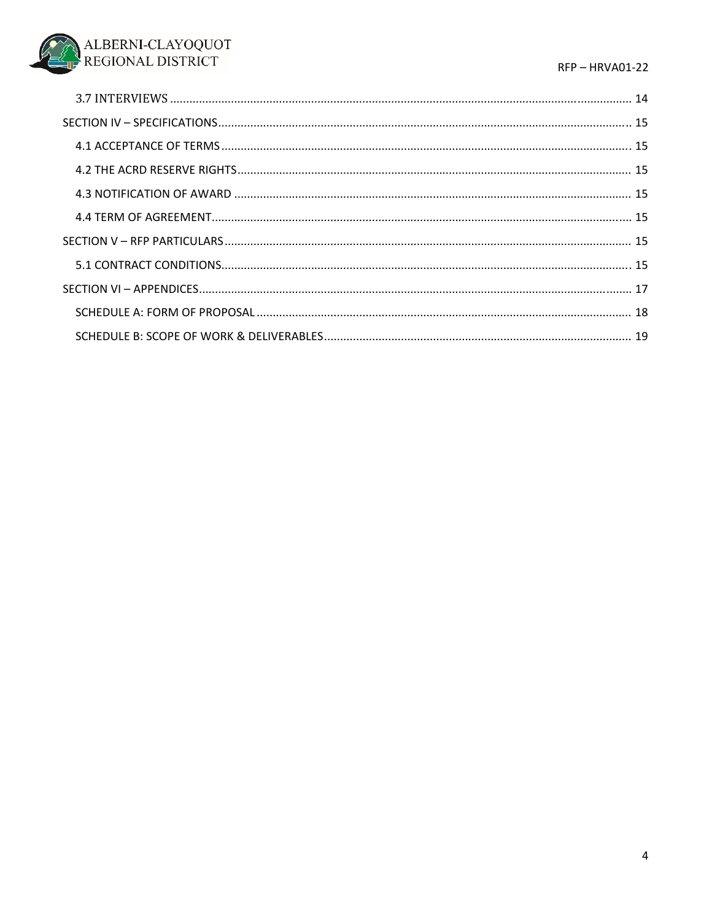- 3.7 INTERVIEWS ........ 14
- SECTION IV – SPECIFICATIONS ........ 15
  - 4.1 ACCEPTANCE OF TERMS ........ 15
  - 4.2 THE ACRD RESERVE RIGHTS ........ 15
  - 4.3 NOTIFICATION OF AWARD ........ 15
  - 4.4 TERM OF AGREEMENT ........ 15
- SECTION V – RFP PARTICULARS ........ 15
  - 5.1 CONTRACT CONDITIONS ........ 15
- SECTION VI – APPENDICES ........ 17
  - SCHEDULE A: FORM OF PROPOSAL ........ 18
  - SCHEDULE B: SCOPE OF WORK & DELIVERABLES ........ 19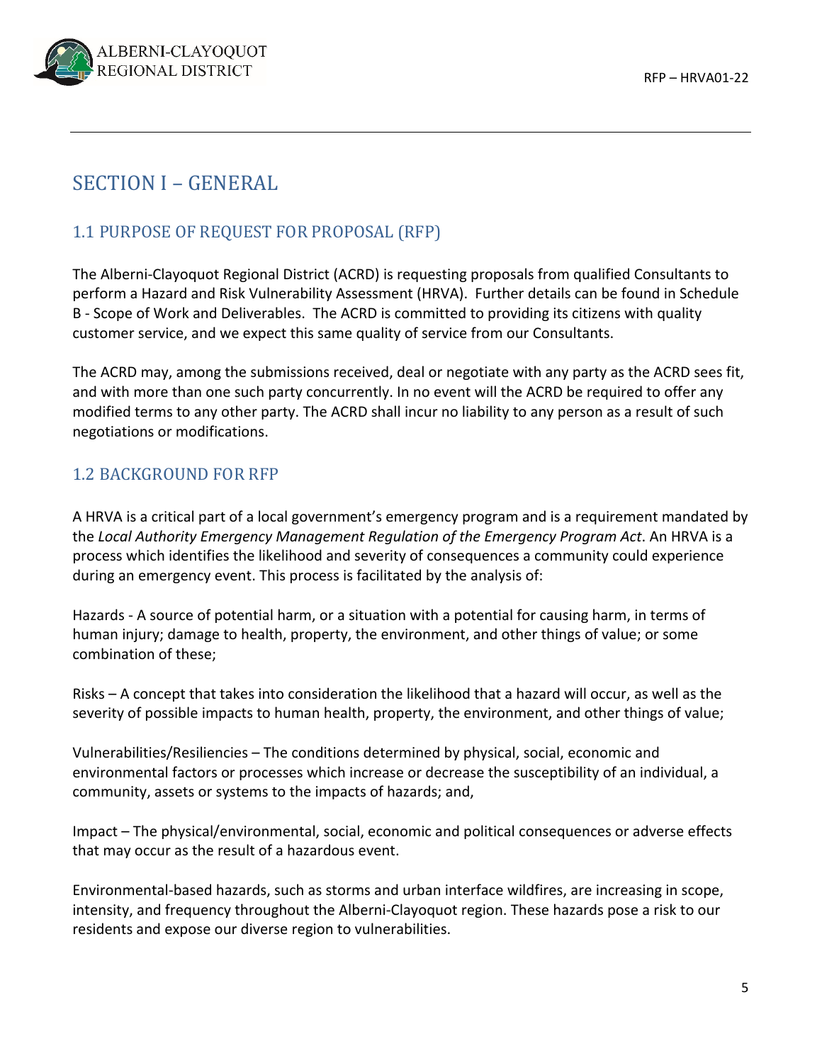# SECTION I – GENERAL

## 1.1 PURPOSE OF REQUEST FOR PROPOSAL (RFP)

The Alberni-Clayoquot Regional District (ACRD) is requesting proposals from qualified Consultants to perform a Hazard and Risk Vulnerability Assessment (HRVA). Further details can be found in Schedule B - Scope of Work and Deliverables. The ACRD is committed to providing its citizens with quality customer service, and we expect this same quality of service from our Consultants.

The ACRD may, among the submissions received, deal or negotiate with any party as the ACRD sees fit, and with more than one such party concurrently. In no event will the ACRD be required to offer any modified terms to any other party. The ACRD shall incur no liability to any person as a result of such negotiations or modifications.

## 1.2 BACKGROUND FOR RFP

A HRVA is a critical part of a local government's emergency program and is a requirement mandated by the *Local Authority Emergency Management Regulation of the Emergency Program Act*. An HRVA is a process which identifies the likelihood and severity of consequences a community could experience during an emergency event. This process is facilitated by the analysis of:

Hazards - A source of potential harm, or a situation with a potential for causing harm, in terms of human injury; damage to health, property, the environment, and other things of value; or some combination of these;

Risks – A concept that takes into consideration the likelihood that a hazard will occur, as well as the severity of possible impacts to human health, property, the environment, and other things of value;

Vulnerabilities/Resiliencies – The conditions determined by physical, social, economic and environmental factors or processes which increase or decrease the susceptibility of an individual, a community, assets or systems to the impacts of hazards; and,

Impact – The physical/environmental, social, economic and political consequences or adverse effects that may occur as the result of a hazardous event.

Environmental-based hazards, such as storms and urban interface wildfires, are increasing in scope, intensity, and frequency throughout the Alberni-Clayoquot region. These hazards pose a risk to our residents and expose our diverse region to vulnerabilities.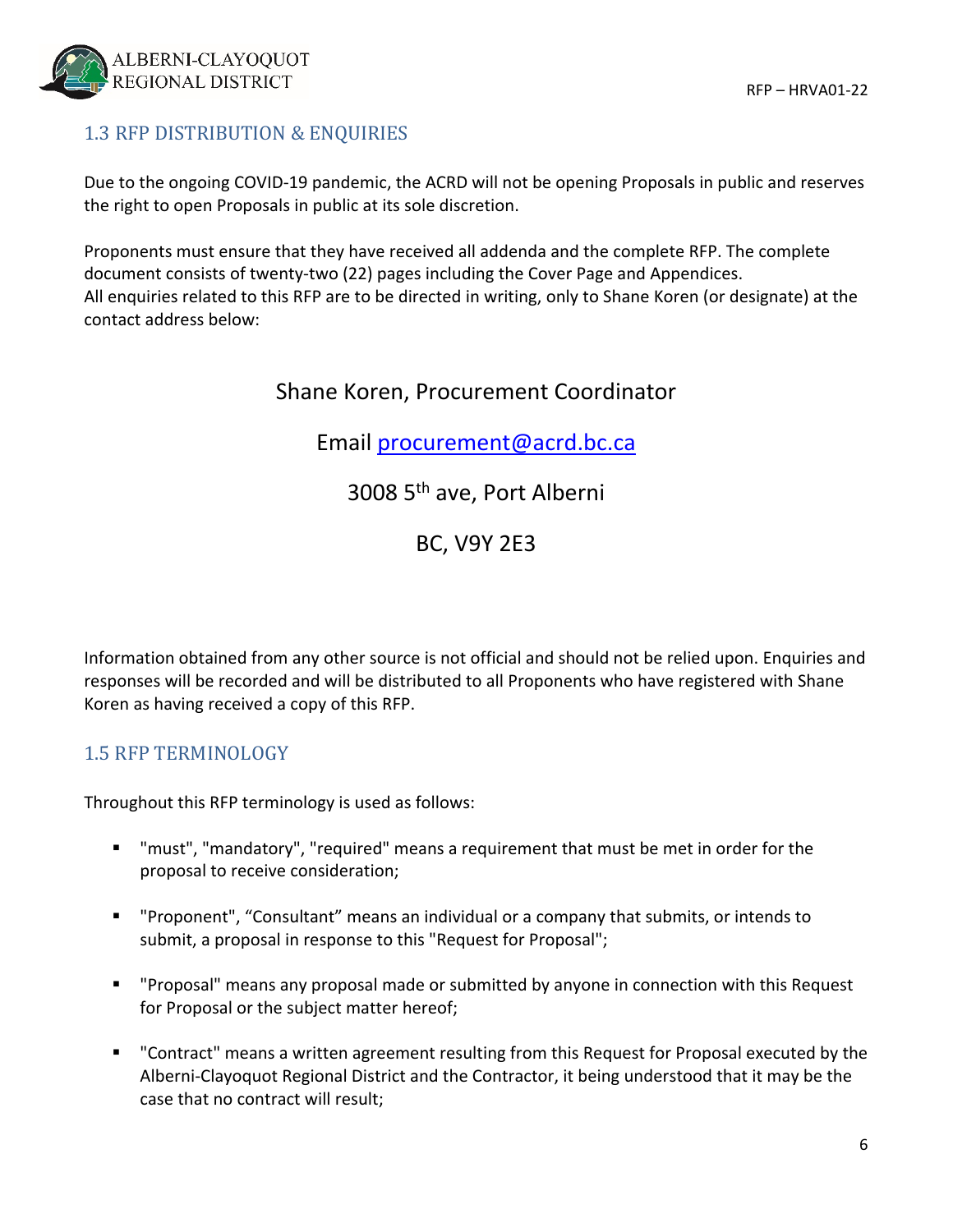## 1.3 RFP DISTRIBUTION & ENQUIRIES

Due to the ongoing COVID-19 pandemic, the ACRD will not be opening Proposals in public and reserves the right to open Proposals in public at its sole discretion.

Proponents must ensure that they have received all addenda and the complete RFP. The complete document consists of twenty-two (22) pages including the Cover Page and Appendices.
All enquiries related to this RFP are to be directed in writing, only to Shane Koren (or designate) at the contact address below:

Shane Koren, Procurement Coordinator

Email procurement@acrd.bc.ca

3008 5th ave, Port Alberni

BC, V9Y 2E3

Information obtained from any other source is not official and should not be relied upon. Enquiries and responses will be recorded and will be distributed to all Proponents who have registered with Shane Koren as having received a copy of this RFP.

## 1.5 RFP TERMINOLOGY

Throughout this RFP terminology is used as follows:

- "must", "mandatory", "required" means a requirement that must be met in order for the proposal to receive consideration;
- "Proponent", "Consultant" means an individual or a company that submits, or intends to submit, a proposal in response to this "Request for Proposal";
- "Proposal" means any proposal made or submitted by anyone in connection with this Request for Proposal or the subject matter hereof;
- "Contract" means a written agreement resulting from this Request for Proposal executed by the Alberni-Clayoquot Regional District and the Contractor, it being understood that it may be the case that no contract will result;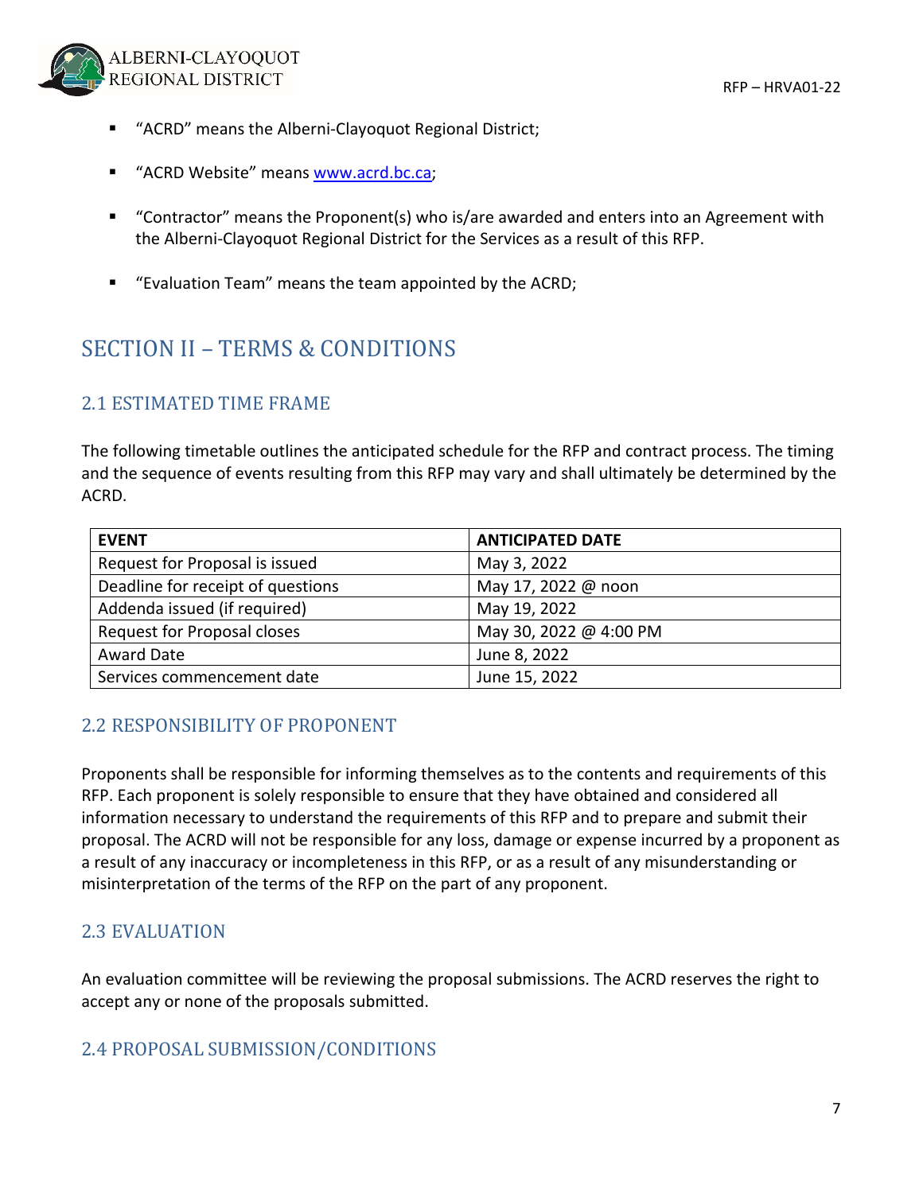- "ACRD" means the Alberni-Clayoquot Regional District;
- "ACRD Website" means www.acrd.bc.ca;
- "Contractor" means the Proponent(s) who is/are awarded and enters into an Agreement with the Alberni-Clayoquot Regional District for the Services as a result of this RFP.
- "Evaluation Team" means the team appointed by the ACRD;

# SECTION II – TERMS & CONDITIONS

## 2.1 ESTIMATED TIME FRAME

The following timetable outlines the anticipated schedule for the RFP and contract process. The timing and the sequence of events resulting from this RFP may vary and shall ultimately be determined by the ACRD.

| EVENT | ANTICIPATED DATE |
| --- | --- |
| Request for Proposal is issued | May 3, 2022 |
| Deadline for receipt of questions | May 17, 2022 @ noon |
| Addenda issued (if required) | May 19, 2022 |
| Request for Proposal closes | May 30, 2022 @ 4:00 PM |
| Award Date | June 8, 2022 |
| Services commencement date | June 15, 2022 |

## 2.2 RESPONSIBILITY OF PROPONENT

Proponents shall be responsible for informing themselves as to the contents and requirements of this RFP. Each proponent is solely responsible to ensure that they have obtained and considered all information necessary to understand the requirements of this RFP and to prepare and submit their proposal. The ACRD will not be responsible for any loss, damage or expense incurred by a proponent as a result of any inaccuracy or incompleteness in this RFP, or as a result of any misunderstanding or misinterpretation of the terms of the RFP on the part of any proponent.

## 2.3 EVALUATION

An evaluation committee will be reviewing the proposal submissions. The ACRD reserves the right to accept any or none of the proposals submitted.

## 2.4 PROPOSAL SUBMISSION/CONDITIONS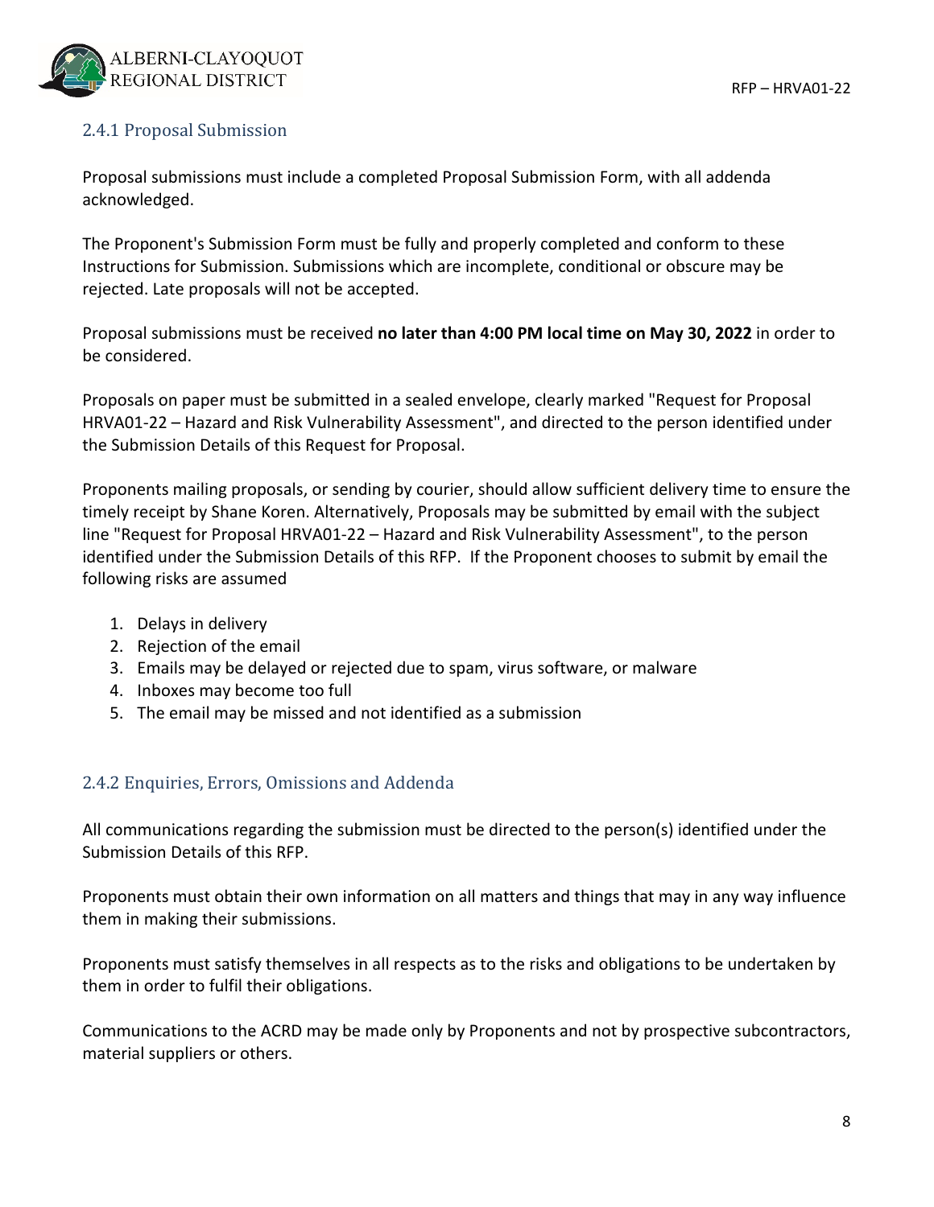### 2.4.1 Proposal Submission

Proposal submissions must include a completed Proposal Submission Form, with all addenda acknowledged.

The Proponent's Submission Form must be fully and properly completed and conform to these Instructions for Submission. Submissions which are incomplete, conditional or obscure may be rejected. Late proposals will not be accepted.

Proposal submissions must be received **no later than 4:00 PM local time on May 30, 2022** in order to be considered.

Proposals on paper must be submitted in a sealed envelope, clearly marked "Request for Proposal HRVA01-22 – Hazard and Risk Vulnerability Assessment", and directed to the person identified under the Submission Details of this Request for Proposal.

Proponents mailing proposals, or sending by courier, should allow sufficient delivery time to ensure the timely receipt by Shane Koren. Alternatively, Proposals may be submitted by email with the subject line "Request for Proposal HRVA01-22 – Hazard and Risk Vulnerability Assessment", to the person identified under the Submission Details of this RFP. If the Proponent chooses to submit by email the following risks are assumed

1. Delays in delivery
2. Rejection of the email
3. Emails may be delayed or rejected due to spam, virus software, or malware
4. Inboxes may become too full
5. The email may be missed and not identified as a submission

### 2.4.2 Enquiries, Errors, Omissions and Addenda

All communications regarding the submission must be directed to the person(s) identified under the Submission Details of this RFP.

Proponents must obtain their own information on all matters and things that may in any way influence them in making their submissions.

Proponents must satisfy themselves in all respects as to the risks and obligations to be undertaken by them in order to fulfil their obligations.

Communications to the ACRD may be made only by Proponents and not by prospective subcontractors, material suppliers or others.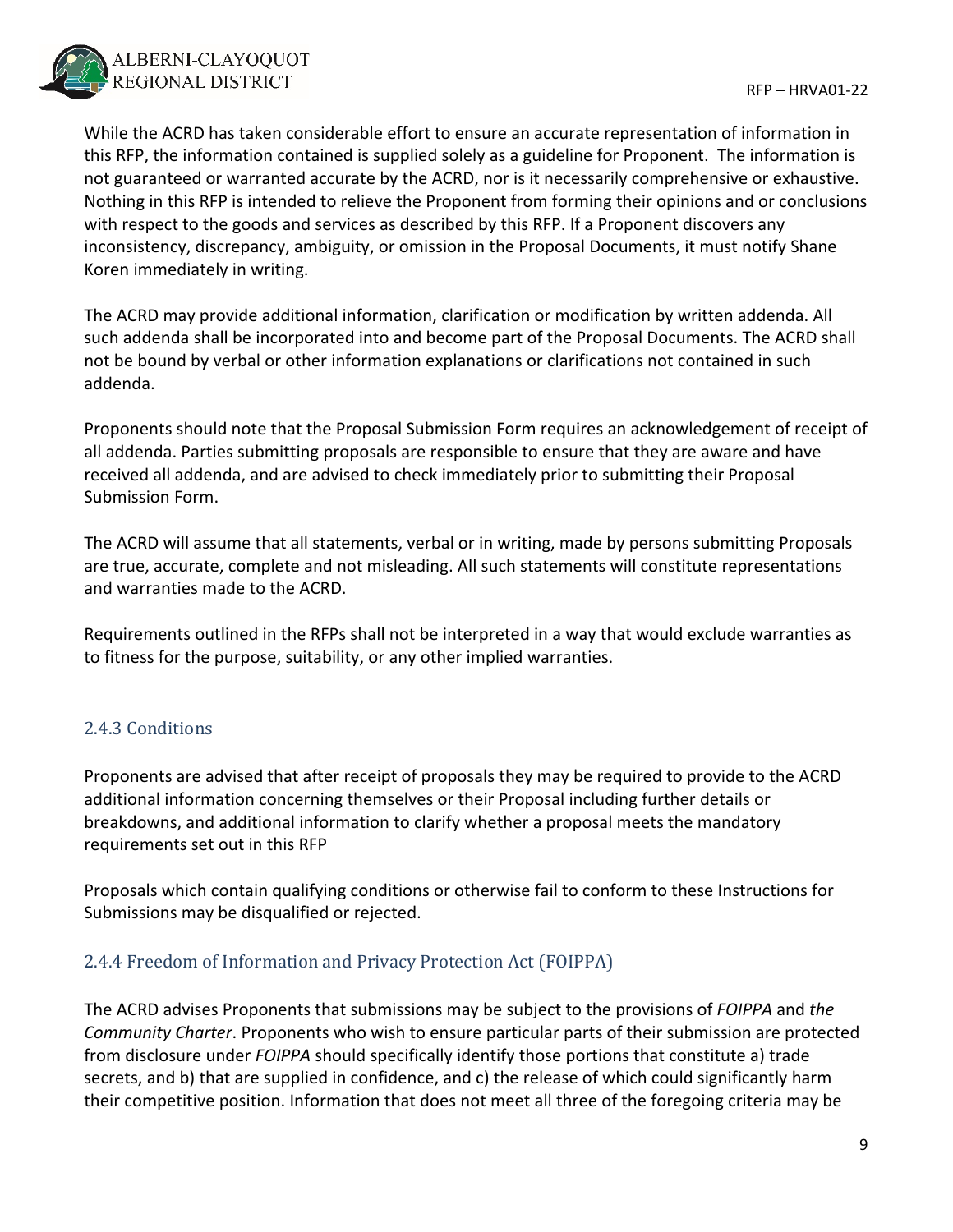While the ACRD has taken considerable effort to ensure an accurate representation of information in this RFP, the information contained is supplied solely as a guideline for Proponent. The information is not guaranteed or warranted accurate by the ACRD, nor is it necessarily comprehensive or exhaustive. Nothing in this RFP is intended to relieve the Proponent from forming their opinions and or conclusions with respect to the goods and services as described by this RFP. If a Proponent discovers any inconsistency, discrepancy, ambiguity, or omission in the Proposal Documents, it must notify Shane Koren immediately in writing.

The ACRD may provide additional information, clarification or modification by written addenda. All such addenda shall be incorporated into and become part of the Proposal Documents. The ACRD shall not be bound by verbal or other information explanations or clarifications not contained in such addenda.

Proponents should note that the Proposal Submission Form requires an acknowledgement of receipt of all addenda. Parties submitting proposals are responsible to ensure that they are aware and have received all addenda, and are advised to check immediately prior to submitting their Proposal Submission Form.

The ACRD will assume that all statements, verbal or in writing, made by persons submitting Proposals are true, accurate, complete and not misleading. All such statements will constitute representations and warranties made to the ACRD.

Requirements outlined in the RFPs shall not be interpreted in a way that would exclude warranties as to fitness for the purpose, suitability, or any other implied warranties.

### 2.4.3 Conditions

Proponents are advised that after receipt of proposals they may be required to provide to the ACRD additional information concerning themselves or their Proposal including further details or breakdowns, and additional information to clarify whether a proposal meets the mandatory requirements set out in this RFP

Proposals which contain qualifying conditions or otherwise fail to conform to these Instructions for Submissions may be disqualified or rejected.

### 2.4.4 Freedom of Information and Privacy Protection Act (FOIPPA)

The ACRD advises Proponents that submissions may be subject to the provisions of *FOIPPA* and *the Community Charter*. Proponents who wish to ensure particular parts of their submission are protected from disclosure under *FOIPPA* should specifically identify those portions that constitute a) trade secrets, and b) that are supplied in confidence, and c) the release of which could significantly harm their competitive position. Information that does not meet all three of the foregoing criteria may be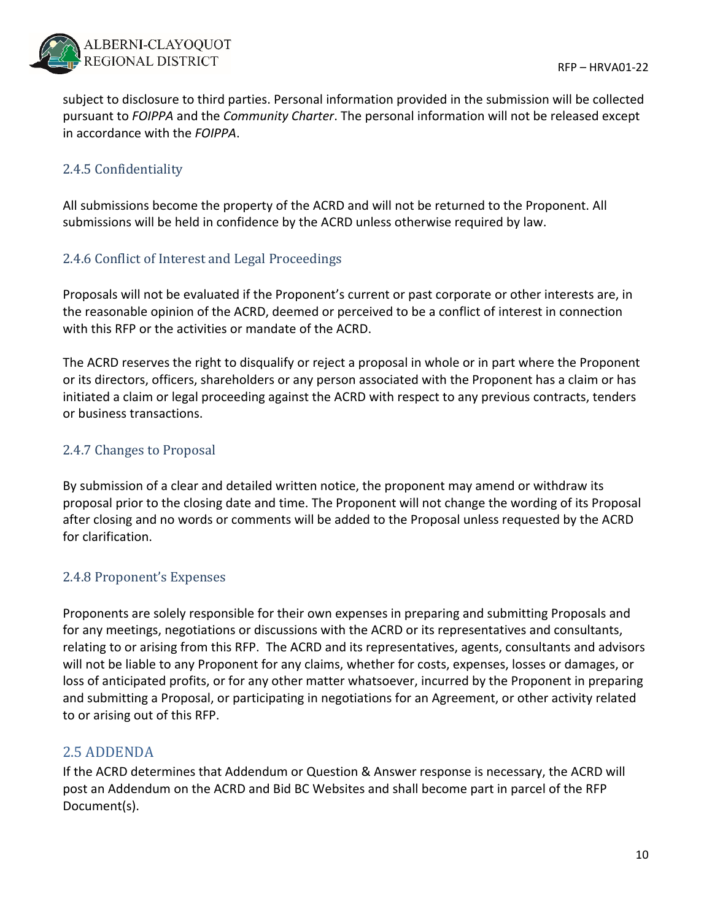subject to disclosure to third parties. Personal information provided in the submission will be collected pursuant to *FOIPPA* and the *Community Charter*. The personal information will not be released except in accordance with the *FOIPPA*.

### 2.4.5 Confidentiality

All submissions become the property of the ACRD and will not be returned to the Proponent. All submissions will be held in confidence by the ACRD unless otherwise required by law.

### 2.4.6 Conflict of Interest and Legal Proceedings

Proposals will not be evaluated if the Proponent's current or past corporate or other interests are, in the reasonable opinion of the ACRD, deemed or perceived to be a conflict of interest in connection with this RFP or the activities or mandate of the ACRD.

The ACRD reserves the right to disqualify or reject a proposal in whole or in part where the Proponent or its directors, officers, shareholders or any person associated with the Proponent has a claim or has initiated a claim or legal proceeding against the ACRD with respect to any previous contracts, tenders or business transactions.

### 2.4.7 Changes to Proposal

By submission of a clear and detailed written notice, the proponent may amend or withdraw its proposal prior to the closing date and time. The Proponent will not change the wording of its Proposal after closing and no words or comments will be added to the Proposal unless requested by the ACRD for clarification.

### 2.4.8 Proponent's Expenses

Proponents are solely responsible for their own expenses in preparing and submitting Proposals and for any meetings, negotiations or discussions with the ACRD or its representatives and consultants, relating to or arising from this RFP. The ACRD and its representatives, agents, consultants and advisors will not be liable to any Proponent for any claims, whether for costs, expenses, losses or damages, or loss of anticipated profits, or for any other matter whatsoever, incurred by the Proponent in preparing and submitting a Proposal, or participating in negotiations for an Agreement, or other activity related to or arising out of this RFP.

## 2.5 ADDENDA

If the ACRD determines that Addendum or Question & Answer response is necessary, the ACRD will post an Addendum on the ACRD and Bid BC Websites and shall become part in parcel of the RFP Document(s).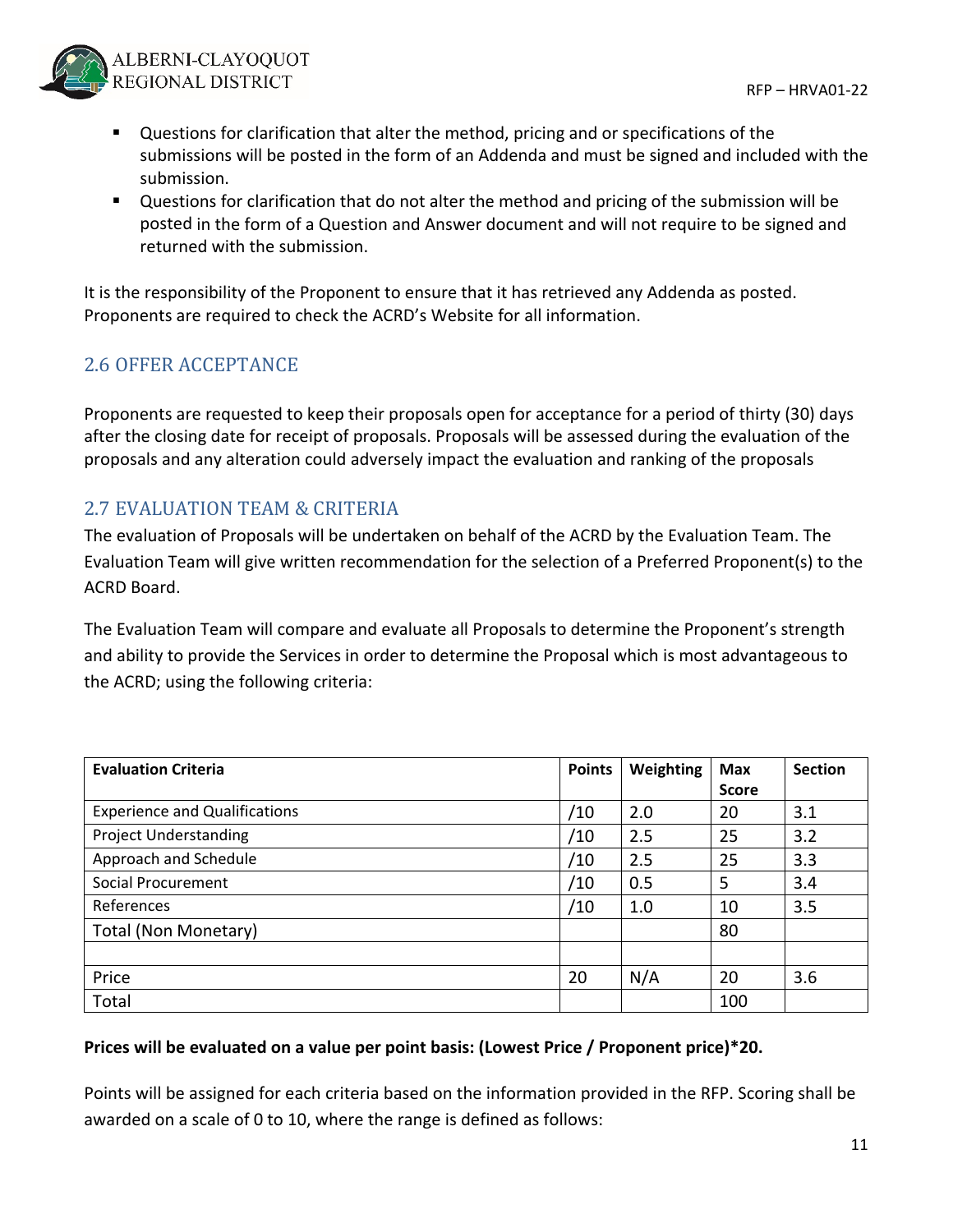- Questions for clarification that alter the method, pricing and or specifications of the submissions will be posted in the form of an Addenda and must be signed and included with the submission.
- Questions for clarification that do not alter the method and pricing of the submission will be posted in the form of a Question and Answer document and will not require to be signed and returned with the submission.

It is the responsibility of the Proponent to ensure that it has retrieved any Addenda as posted. Proponents are required to check the ACRD's Website for all information.

## 2.6 OFFER ACCEPTANCE

Proponents are requested to keep their proposals open for acceptance for a period of thirty (30) days after the closing date for receipt of proposals. Proposals will be assessed during the evaluation of the proposals and any alteration could adversely impact the evaluation and ranking of the proposals

## 2.7 EVALUATION TEAM & CRITERIA

The evaluation of Proposals will be undertaken on behalf of the ACRD by the Evaluation Team. The Evaluation Team will give written recommendation for the selection of a Preferred Proponent(s) to the ACRD Board.

The Evaluation Team will compare and evaluate all Proposals to determine the Proponent's strength and ability to provide the Services in order to determine the Proposal which is most advantageous to the ACRD; using the following criteria:

| **Evaluation Criteria** | **Points** | **Weighting** | **Max Score** | **Section** |
|---|---|---|---|---|
| Experience and Qualifications | /10 | 2.0 | 20 | 3.1 |
| Project Understanding | /10 | 2.5 | 25 | 3.2 |
| Approach and Schedule | /10 | 2.5 | 25 | 3.3 |
| Social Procurement | /10 | 0.5 | 5 | 3.4 |
| References | /10 | 1.0 | 10 | 3.5 |
| Total (Non Monetary) | | | 80 | |
| | | | | |
| Price | 20 | N/A | 20 | 3.6 |
| Total | | | 100 | |

**Prices will be evaluated on a value per point basis: (Lowest Price / Proponent price)*20.**

Points will be assigned for each criteria based on the information provided in the RFP. Scoring shall be awarded on a scale of 0 to 10, where the range is defined as follows: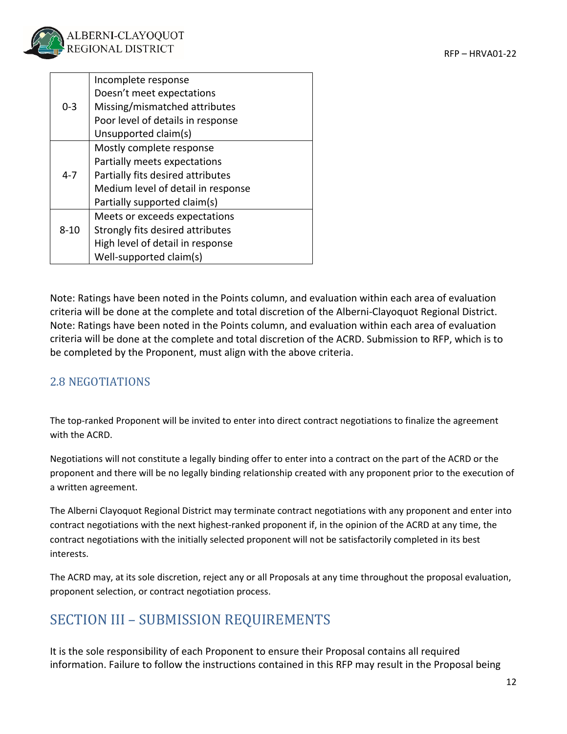| | |
|---|---|
| 0-3 | Incomplete response<br>Doesn't meet expectations<br>Missing/mismatched attributes<br>Poor level of details in response<br>Unsupported claim(s) |
| 4-7 | Mostly complete response<br>Partially meets expectations<br>Partially fits desired attributes<br>Medium level of detail in response<br>Partially supported claim(s) |
| 8-10 | Meets or exceeds expectations<br>Strongly fits desired attributes<br>High level of detail in response<br>Well-supported claim(s) |

Note: Ratings have been noted in the Points column, and evaluation within each area of evaluation criteria will be done at the complete and total discretion of the Alberni-Clayoquot Regional District. Note: Ratings have been noted in the Points column, and evaluation within each area of evaluation criteria will be done at the complete and total discretion of the ACRD. Submission to RFP, which is to be completed by the Proponent, must align with the above criteria.

## 2.8 NEGOTIATIONS

The top-ranked Proponent will be invited to enter into direct contract negotiations to finalize the agreement with the ACRD.

Negotiations will not constitute a legally binding offer to enter into a contract on the part of the ACRD or the proponent and there will be no legally binding relationship created with any proponent prior to the execution of a written agreement.

The Alberni Clayoquot Regional District may terminate contract negotiations with any proponent and enter into contract negotiations with the next highest-ranked proponent if, in the opinion of the ACRD at any time, the contract negotiations with the initially selected proponent will not be satisfactorily completed in its best interests.

The ACRD may, at its sole discretion, reject any or all Proposals at any time throughout the proposal evaluation, proponent selection, or contract negotiation process.

# SECTION III – SUBMISSION REQUIREMENTS

It is the sole responsibility of each Proponent to ensure their Proposal contains all required information. Failure to follow the instructions contained in this RFP may result in the Proposal being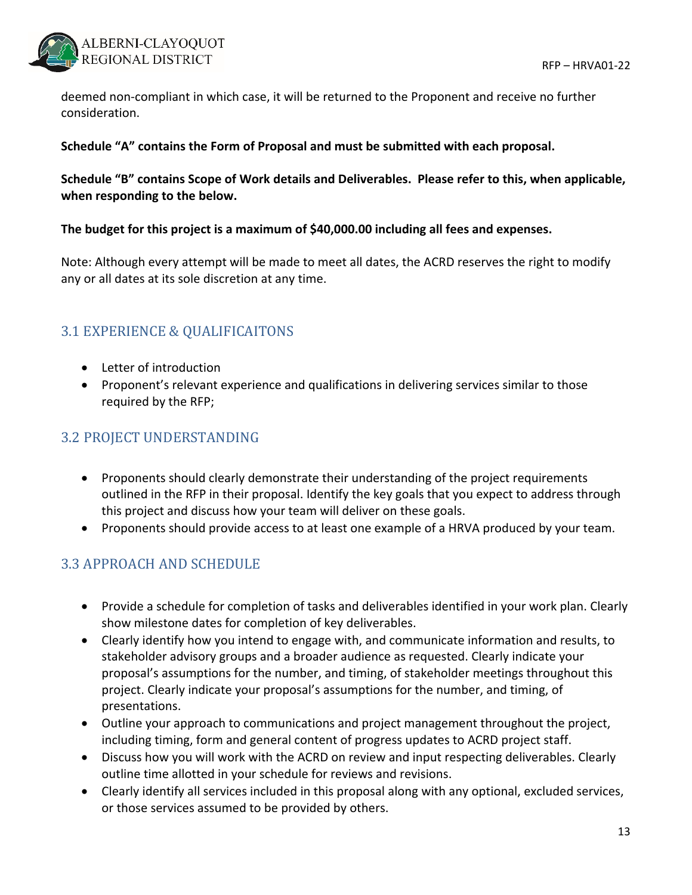deemed non-compliant in which case, it will be returned to the Proponent and receive no further consideration.

**Schedule "A" contains the Form of Proposal and must be submitted with each proposal.**

**Schedule "B" contains Scope of Work details and Deliverables. Please refer to this, when applicable, when responding to the below.**

**The budget for this project is a maximum of $40,000.00 including all fees and expenses.**

Note: Although every attempt will be made to meet all dates, the ACRD reserves the right to modify any or all dates at its sole discretion at any time.

## 3.1 EXPERIENCE & QUALIFICAITONS

- Letter of introduction
- Proponent's relevant experience and qualifications in delivering services similar to those required by the RFP;

## 3.2 PROJECT UNDERSTANDING

- Proponents should clearly demonstrate their understanding of the project requirements outlined in the RFP in their proposal. Identify the key goals that you expect to address through this project and discuss how your team will deliver on these goals.
- Proponents should provide access to at least one example of a HRVA produced by your team.

## 3.3 APPROACH AND SCHEDULE

- Provide a schedule for completion of tasks and deliverables identified in your work plan. Clearly show milestone dates for completion of key deliverables.
- Clearly identify how you intend to engage with, and communicate information and results, to stakeholder advisory groups and a broader audience as requested. Clearly indicate your proposal's assumptions for the number, and timing, of stakeholder meetings throughout this project. Clearly indicate your proposal's assumptions for the number, and timing, of presentations.
- Outline your approach to communications and project management throughout the project, including timing, form and general content of progress updates to ACRD project staff.
- Discuss how you will work with the ACRD on review and input respecting deliverables. Clearly outline time allotted in your schedule for reviews and revisions.
- Clearly identify all services included in this proposal along with any optional, excluded services, or those services assumed to be provided by others.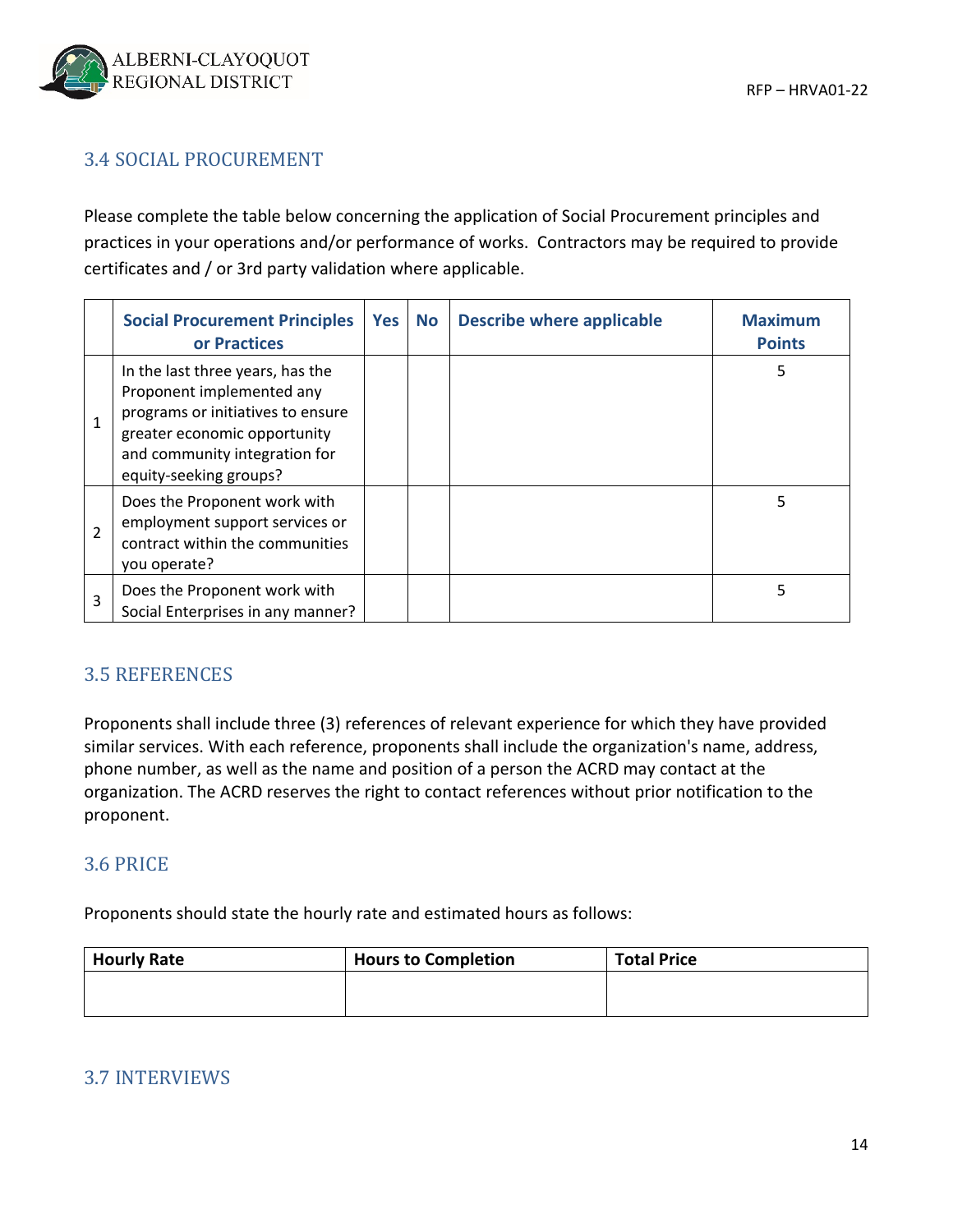## 3.4 SOCIAL PROCUREMENT

Please complete the table below concerning the application of Social Procurement principles and practices in your operations and/or performance of works. Contractors may be required to provide certificates and / or 3rd party validation where applicable.

| | Social Procurement Principles or Practices | Yes | No | Describe where applicable | Maximum Points |
|---|---|---|---|---|---|
| 1 | In the last three years, has the Proponent implemented any programs or initiatives to ensure greater economic opportunity and community integration for equity-seeking groups? | | | | 5 |
| 2 | Does the Proponent work with employment support services or contract within the communities you operate? | | | | 5 |
| 3 | Does the Proponent work with Social Enterprises in any manner? | | | | 5 |

## 3.5 REFERENCES

Proponents shall include three (3) references of relevant experience for which they have provided similar services. With each reference, proponents shall include the organization's name, address, phone number, as well as the name and position of a person the ACRD may contact at the organization. The ACRD reserves the right to contact references without prior notification to the proponent.

## 3.6 PRICE

Proponents should state the hourly rate and estimated hours as follows:

| Hourly Rate | Hours to Completion | Total Price |
|---|---|---|
| | | |

## 3.7 INTERVIEWS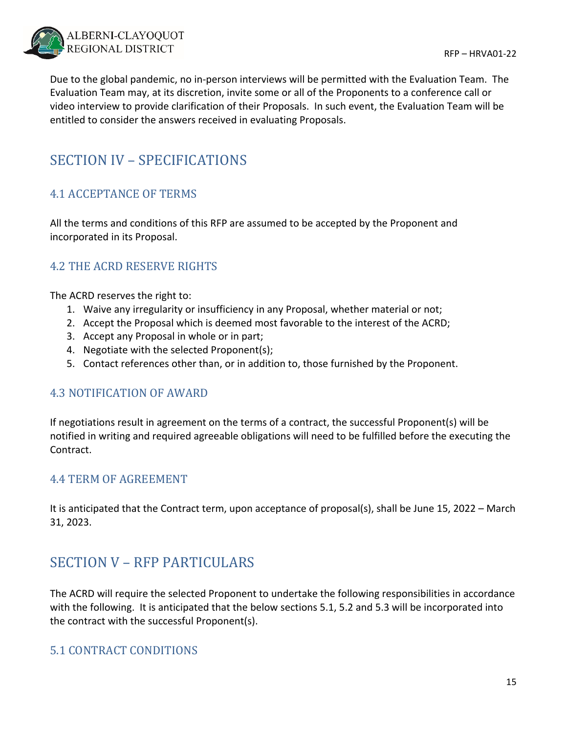Due to the global pandemic, no in-person interviews will be permitted with the Evaluation Team. The Evaluation Team may, at its discretion, invite some or all of the Proponents to a conference call or video interview to provide clarification of their Proposals. In such event, the Evaluation Team will be entitled to consider the answers received in evaluating Proposals.

# SECTION IV – SPECIFICATIONS

## 4.1 ACCEPTANCE OF TERMS

All the terms and conditions of this RFP are assumed to be accepted by the Proponent and incorporated in its Proposal.

## 4.2 THE ACRD RESERVE RIGHTS

The ACRD reserves the right to:

1. Waive any irregularity or insufficiency in any Proposal, whether material or not;
2. Accept the Proposal which is deemed most favorable to the interest of the ACRD;
3. Accept any Proposal in whole or in part;
4. Negotiate with the selected Proponent(s);
5. Contact references other than, or in addition to, those furnished by the Proponent.

## 4.3 NOTIFICATION OF AWARD

If negotiations result in agreement on the terms of a contract, the successful Proponent(s) will be notified in writing and required agreeable obligations will need to be fulfilled before the executing the Contract.

## 4.4 TERM OF AGREEMENT

It is anticipated that the Contract term, upon acceptance of proposal(s), shall be June 15, 2022 – March 31, 2023.

# SECTION V – RFP PARTICULARS

The ACRD will require the selected Proponent to undertake the following responsibilities in accordance with the following. It is anticipated that the below sections 5.1, 5.2 and 5.3 will be incorporated into the contract with the successful Proponent(s).

## 5.1 CONTRACT CONDITIONS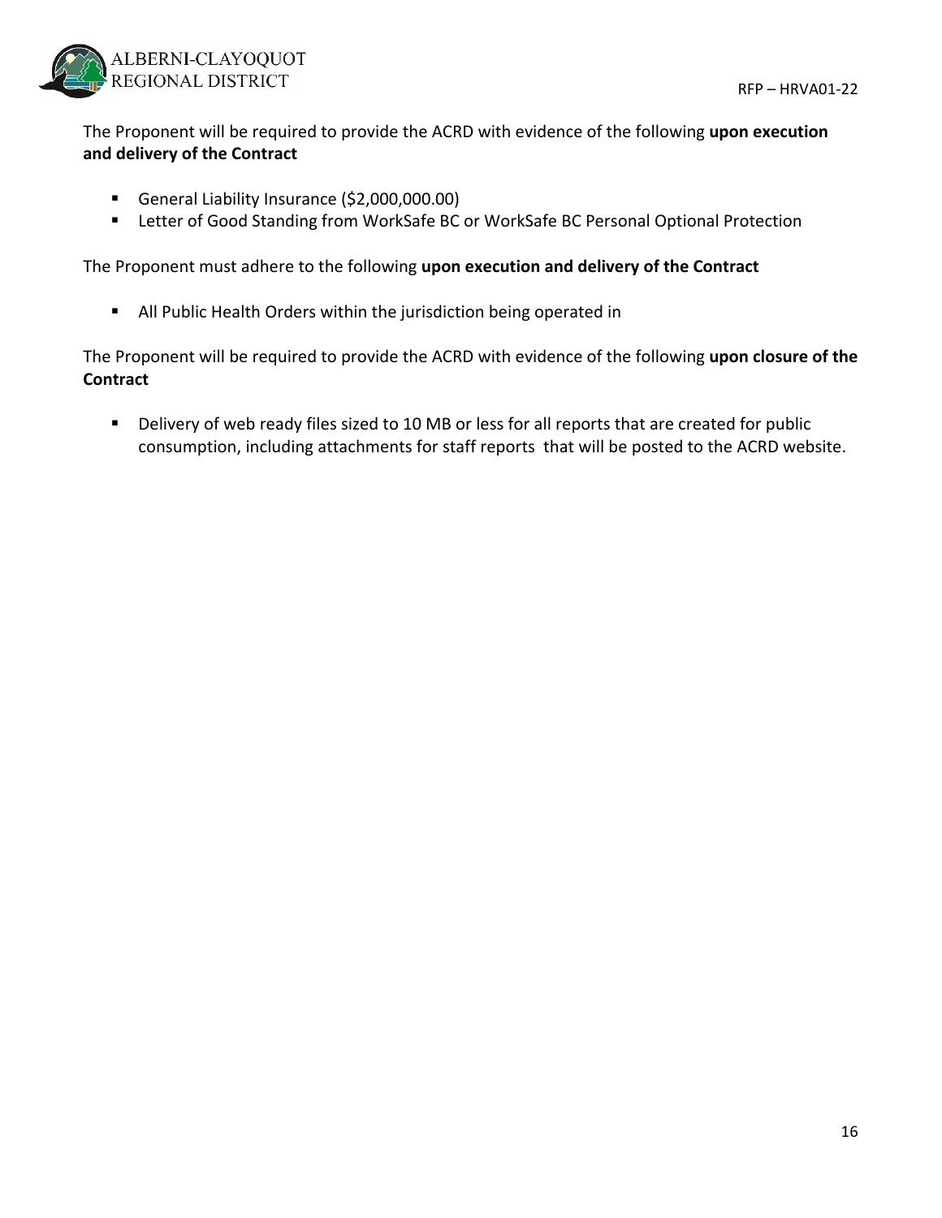The Proponent will be required to provide the ACRD with evidence of the following **upon execution and delivery of the Contract**

- General Liability Insurance ($2,000,000.00)
- Letter of Good Standing from WorkSafe BC or WorkSafe BC Personal Optional Protection

The Proponent must adhere to the following **upon execution and delivery of the Contract**

- All Public Health Orders within the jurisdiction being operated in

The Proponent will be required to provide the ACRD with evidence of the following **upon closure of the Contract**

- Delivery of web ready files sized to 10 MB or less for all reports that are created for public consumption, including attachments for staff reports that will be posted to the ACRD website.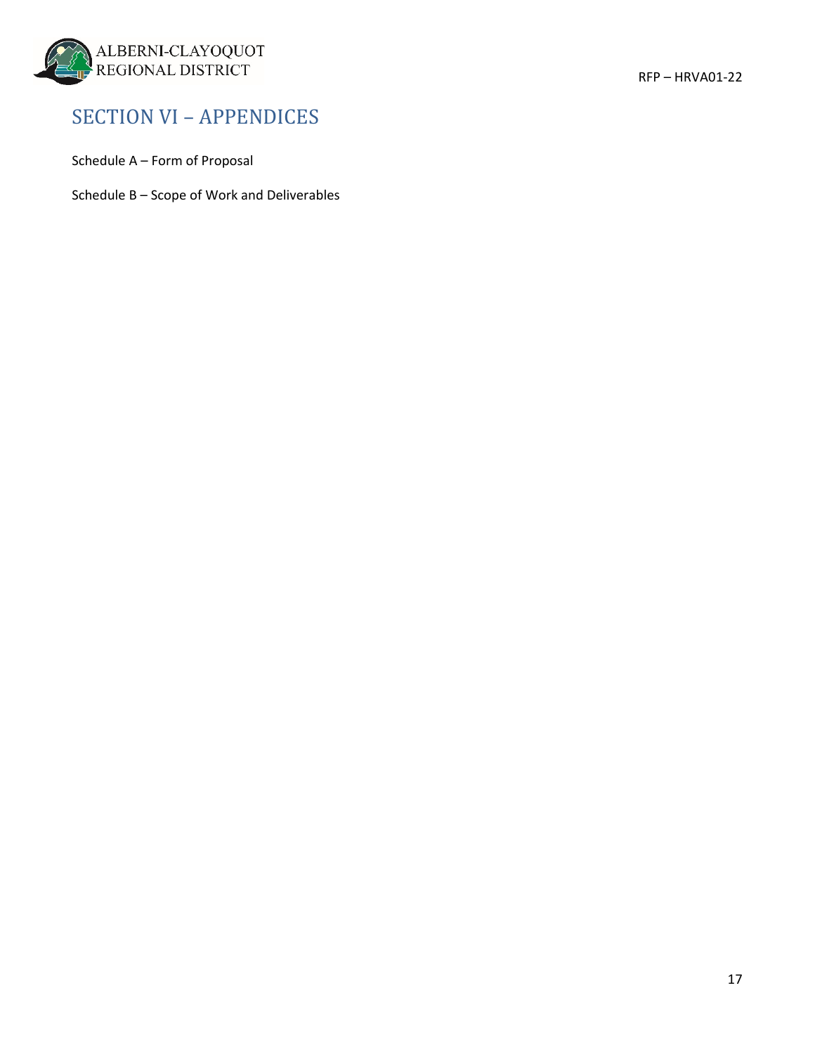# SECTION VI – APPENDICES

Schedule A – Form of Proposal

Schedule B – Scope of Work and Deliverables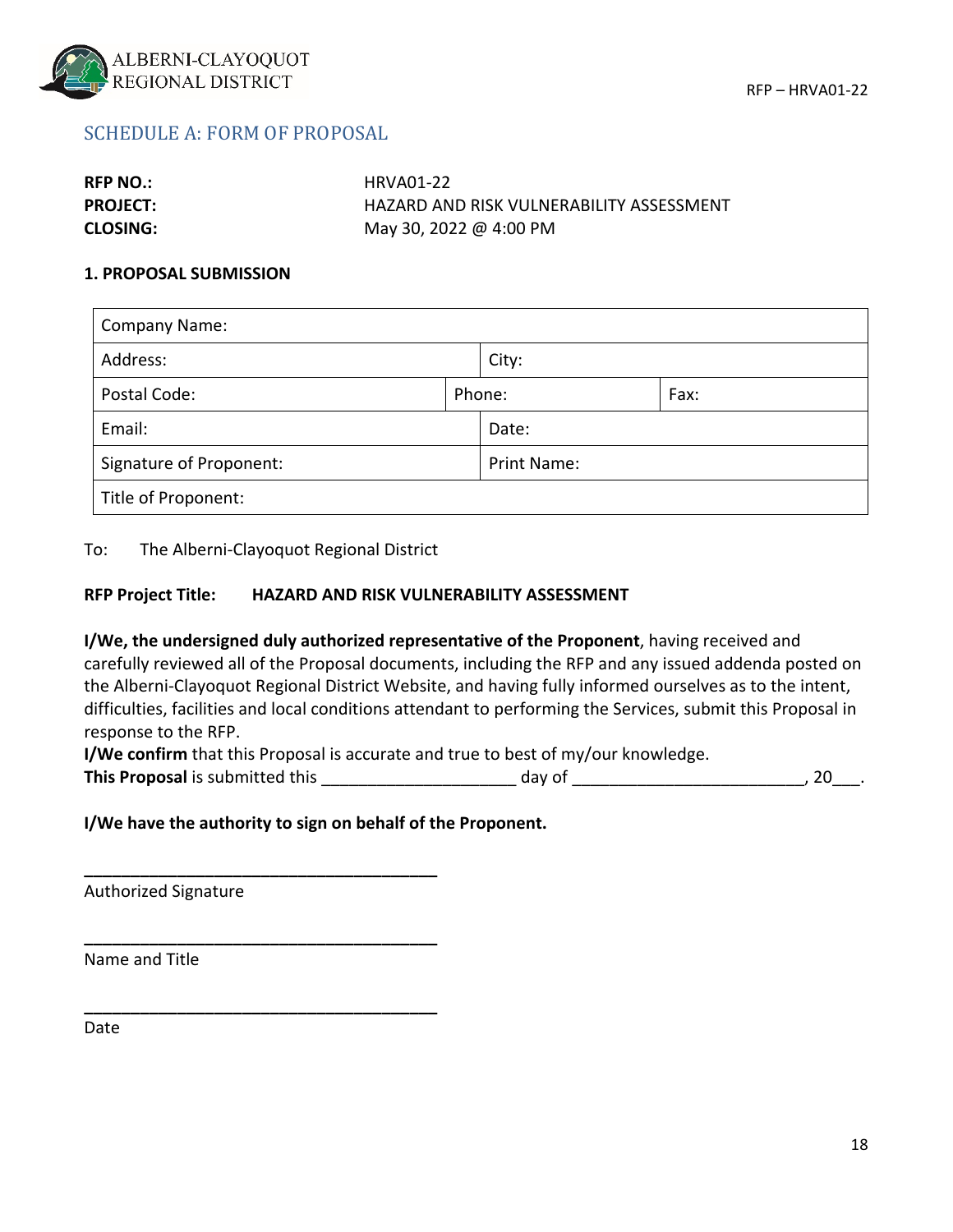## SCHEDULE A: FORM OF PROPOSAL

**RFP NO.:** HRVA01-22
**PROJECT:** HAZARD AND RISK VULNERABILITY ASSESSMENT
**CLOSING:** May 30, 2022 @ 4:00 PM

**1. PROPOSAL SUBMISSION**

| Company Name: | | |
|---|---|---|
| Address: | City: | |
| Postal Code: | Phone: | Fax: |
| Email: | Date: | |
| Signature of Proponent: | Print Name: | |
| Title of Proponent: | | |

To: The Alberni-Clayoquot Regional District

**RFP Project Title: HAZARD AND RISK VULNERABILITY ASSESSMENT**

**I/We, the undersigned duly authorized representative of the Proponent**, having received and carefully reviewed all of the Proposal documents, including the RFP and any issued addenda posted on the Alberni-Clayoquot Regional District Website, and having fully informed ourselves as to the intent, difficulties, facilities and local conditions attendant to performing the Services, submit this Proposal in response to the RFP.
**I/We confirm** that this Proposal is accurate and true to best of my/our knowledge.
**This Proposal** is submitted this ____________________ day of ________________________, 20___.

**I/We have the authority to sign on behalf of the Proponent.**

\_\_\_\_\_\_\_\_\_\_\_\_\_\_\_\_\_\_\_\_\_\_\_\_\_\_\_\_\_\_\_\_\_\_\_\_\_\_
Authorized Signature

\_\_\_\_\_\_\_\_\_\_\_\_\_\_\_\_\_\_\_\_\_\_\_\_\_\_\_\_\_\_\_\_\_\_\_\_\_\_
Name and Title

\_\_\_\_\_\_\_\_\_\_\_\_\_\_\_\_\_\_\_\_\_\_\_\_\_\_\_\_\_\_\_\_\_\_\_\_\_\_
Date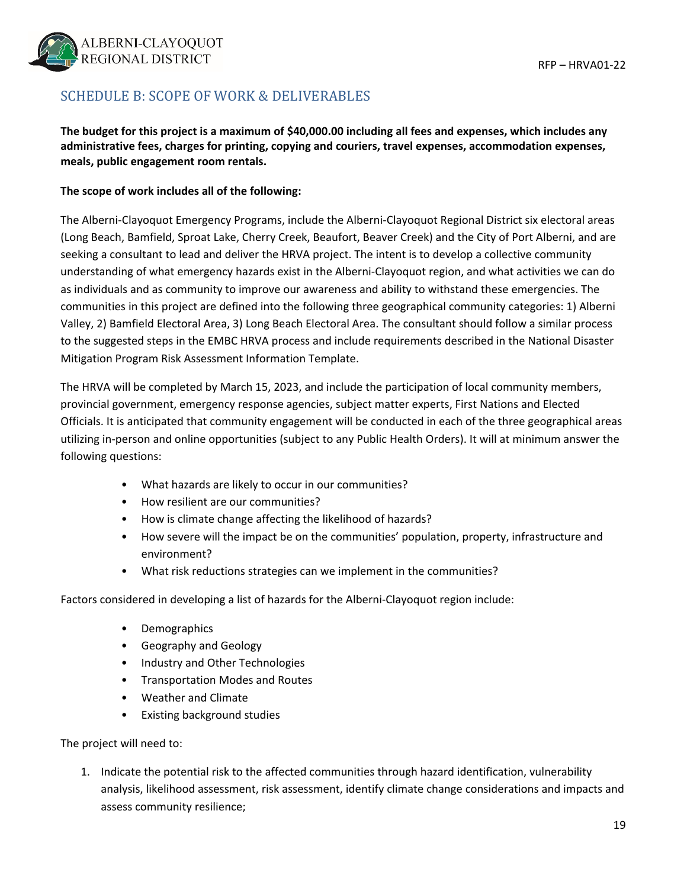## SCHEDULE B: SCOPE OF WORK & DELIVERABLES

**The budget for this project is a maximum of $40,000.00 including all fees and expenses, which includes any administrative fees, charges for printing, copying and couriers, travel expenses, accommodation expenses, meals, public engagement room rentals.**

**The scope of work includes all of the following:**

The Alberni-Clayoquot Emergency Programs, include the Alberni-Clayoquot Regional District six electoral areas (Long Beach, Bamfield, Sproat Lake, Cherry Creek, Beaufort, Beaver Creek) and the City of Port Alberni, and are seeking a consultant to lead and deliver the HRVA project. The intent is to develop a collective community understanding of what emergency hazards exist in the Alberni-Clayoquot region, and what activities we can do as individuals and as community to improve our awareness and ability to withstand these emergencies. The communities in this project are defined into the following three geographical community categories: 1) Alberni Valley, 2) Bamfield Electoral Area, 3) Long Beach Electoral Area. The consultant should follow a similar process to the suggested steps in the EMBC HRVA process and include requirements described in the National Disaster Mitigation Program Risk Assessment Information Template.

The HRVA will be completed by March 15, 2023, and include the participation of local community members, provincial government, emergency response agencies, subject matter experts, First Nations and Elected Officials. It is anticipated that community engagement will be conducted in each of the three geographical areas utilizing in-person and online opportunities (subject to any Public Health Orders). It will at minimum answer the following questions:

- What hazards are likely to occur in our communities?
- How resilient are our communities?
- How is climate change affecting the likelihood of hazards?
- How severe will the impact be on the communities' population, property, infrastructure and environment?
- What risk reductions strategies can we implement in the communities?

Factors considered in developing a list of hazards for the Alberni-Clayoquot region include:

- Demographics
- Geography and Geology
- Industry and Other Technologies
- Transportation Modes and Routes
- Weather and Climate
- Existing background studies

The project will need to:

1. Indicate the potential risk to the affected communities through hazard identification, vulnerability analysis, likelihood assessment, risk assessment, identify climate change considerations and impacts and assess community resilience;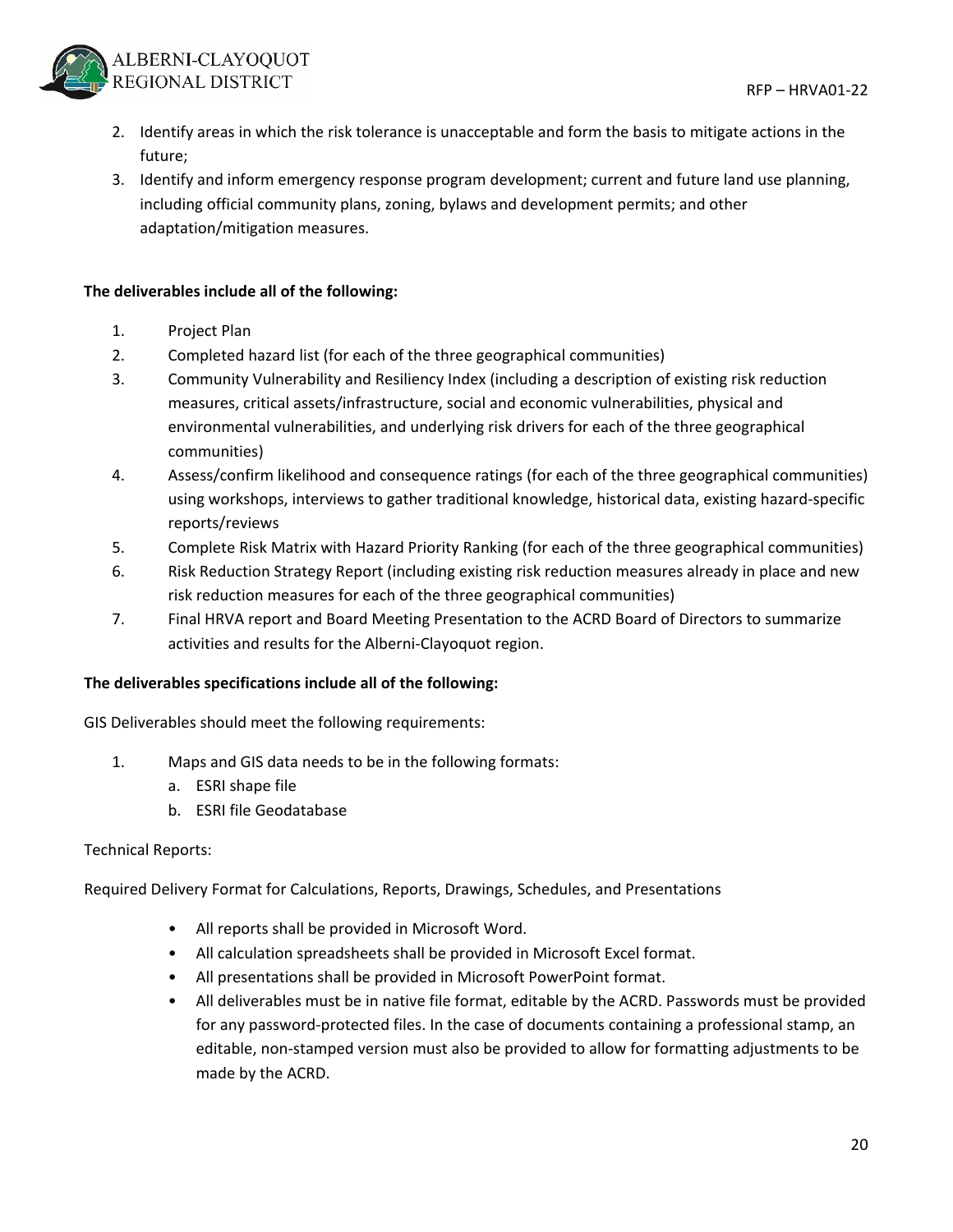2. Identify areas in which the risk tolerance is unacceptable and form the basis to mitigate actions in the future;
3. Identify and inform emergency response program development; current and future land use planning, including official community plans, zoning, bylaws and development permits; and other adaptation/mitigation measures.

**The deliverables include all of the following:**

1. Project Plan
2. Completed hazard list (for each of the three geographical communities)
3. Community Vulnerability and Resiliency Index (including a description of existing risk reduction measures, critical assets/infrastructure, social and economic vulnerabilities, physical and environmental vulnerabilities, and underlying risk drivers for each of the three geographical communities)
4. Assess/confirm likelihood and consequence ratings (for each of the three geographical communities) using workshops, interviews to gather traditional knowledge, historical data, existing hazard-specific reports/reviews
5. Complete Risk Matrix with Hazard Priority Ranking (for each of the three geographical communities)
6. Risk Reduction Strategy Report (including existing risk reduction measures already in place and new risk reduction measures for each of the three geographical communities)
7. Final HRVA report and Board Meeting Presentation to the ACRD Board of Directors to summarize activities and results for the Alberni-Clayoquot region.

**The deliverables specifications include all of the following:**

GIS Deliverables should meet the following requirements:

1. Maps and GIS data needs to be in the following formats:
   a. ESRI shape file
   b. ESRI file Geodatabase

Technical Reports:

Required Delivery Format for Calculations, Reports, Drawings, Schedules, and Presentations

- All reports shall be provided in Microsoft Word.
- All calculation spreadsheets shall be provided in Microsoft Excel format.
- All presentations shall be provided in Microsoft PowerPoint format.
- All deliverables must be in native file format, editable by the ACRD. Passwords must be provided for any password-protected files. In the case of documents containing a professional stamp, an editable, non-stamped version must also be provided to allow for formatting adjustments to be made by the ACRD.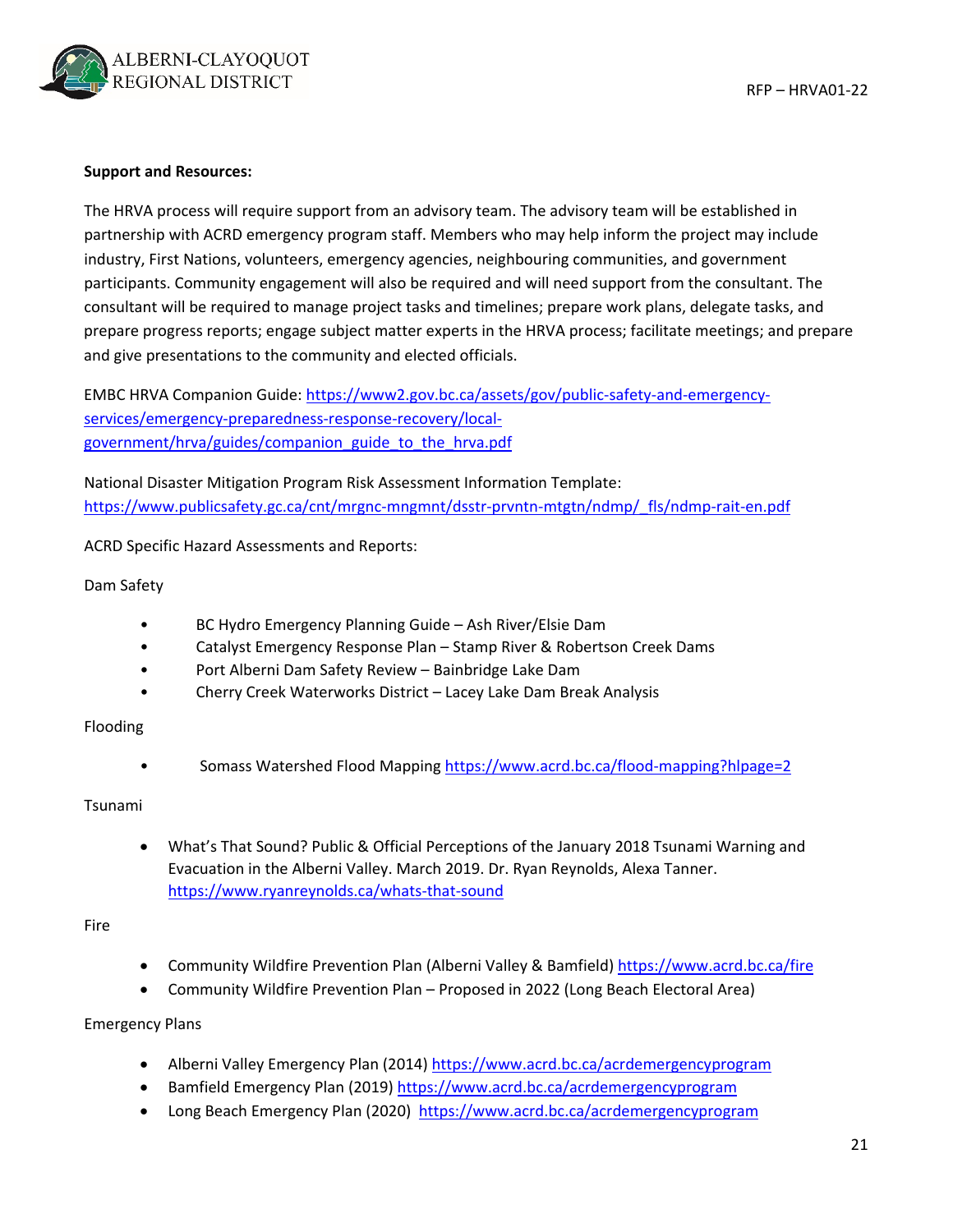**Support and Resources:**

The HRVA process will require support from an advisory team. The advisory team will be established in partnership with ACRD emergency program staff. Members who may help inform the project may include industry, First Nations, volunteers, emergency agencies, neighbouring communities, and government participants. Community engagement will also be required and will need support from the consultant. The consultant will be required to manage project tasks and timelines; prepare work plans, delegate tasks, and prepare progress reports; engage subject matter experts in the HRVA process; facilitate meetings; and prepare and give presentations to the community and elected officials.

EMBC HRVA Companion Guide: https://www2.gov.bc.ca/assets/gov/public-safety-and-emergency-services/emergency-preparedness-response-recovery/local-government/hrva/guides/companion_guide_to_the_hrva.pdf

National Disaster Mitigation Program Risk Assessment Information Template: https://www.publicsafety.gc.ca/cnt/mrgnc-mngmnt/dsstr-prvntn-mtgtn/ndmp/_fls/ndmp-rait-en.pdf

ACRD Specific Hazard Assessments and Reports:

Dam Safety

- BC Hydro Emergency Planning Guide – Ash River/Elsie Dam
- Catalyst Emergency Response Plan – Stamp River & Robertson Creek Dams
- Port Alberni Dam Safety Review – Bainbridge Lake Dam
- Cherry Creek Waterworks District – Lacey Lake Dam Break Analysis

Flooding

- Somass Watershed Flood Mapping https://www.acrd.bc.ca/flood-mapping?hlpage=2

Tsunami

- What's That Sound? Public & Official Perceptions of the January 2018 Tsunami Warning and Evacuation in the Alberni Valley. March 2019. Dr. Ryan Reynolds, Alexa Tanner. https://www.ryanreynolds.ca/whats-that-sound

Fire

- Community Wildfire Prevention Plan (Alberni Valley & Bamfield) https://www.acrd.bc.ca/fire
- Community Wildfire Prevention Plan – Proposed in 2022 (Long Beach Electoral Area)

Emergency Plans

- Alberni Valley Emergency Plan (2014) https://www.acrd.bc.ca/acrdemergencyprogram
- Bamfield Emergency Plan (2019) https://www.acrd.bc.ca/acrdemergencyprogram
- Long Beach Emergency Plan (2020) https://www.acrd.bc.ca/acrdemergencyprogram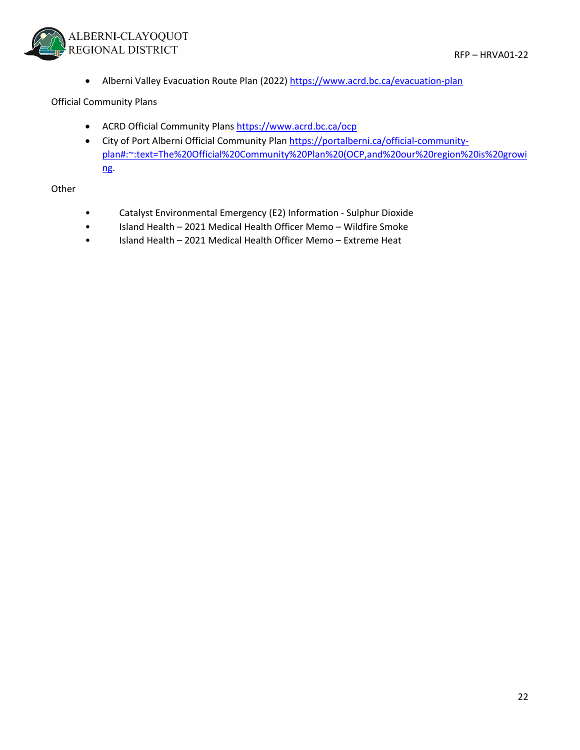- Alberni Valley Evacuation Route Plan (2022) https://www.acrd.bc.ca/evacuation-plan

Official Community Plans

- ACRD Official Community Plans https://www.acrd.bc.ca/ocp
- City of Port Alberni Official Community Plan https://portalberni.ca/official-community-plan#:~:text=The%20Official%20Community%20Plan%20(OCP,and%20our%20region%20is%20growing.

Other

- Catalyst Environmental Emergency (E2) Information - Sulphur Dioxide
- Island Health – 2021 Medical Health Officer Memo – Wildfire Smoke
- Island Health – 2021 Medical Health Officer Memo – Extreme Heat